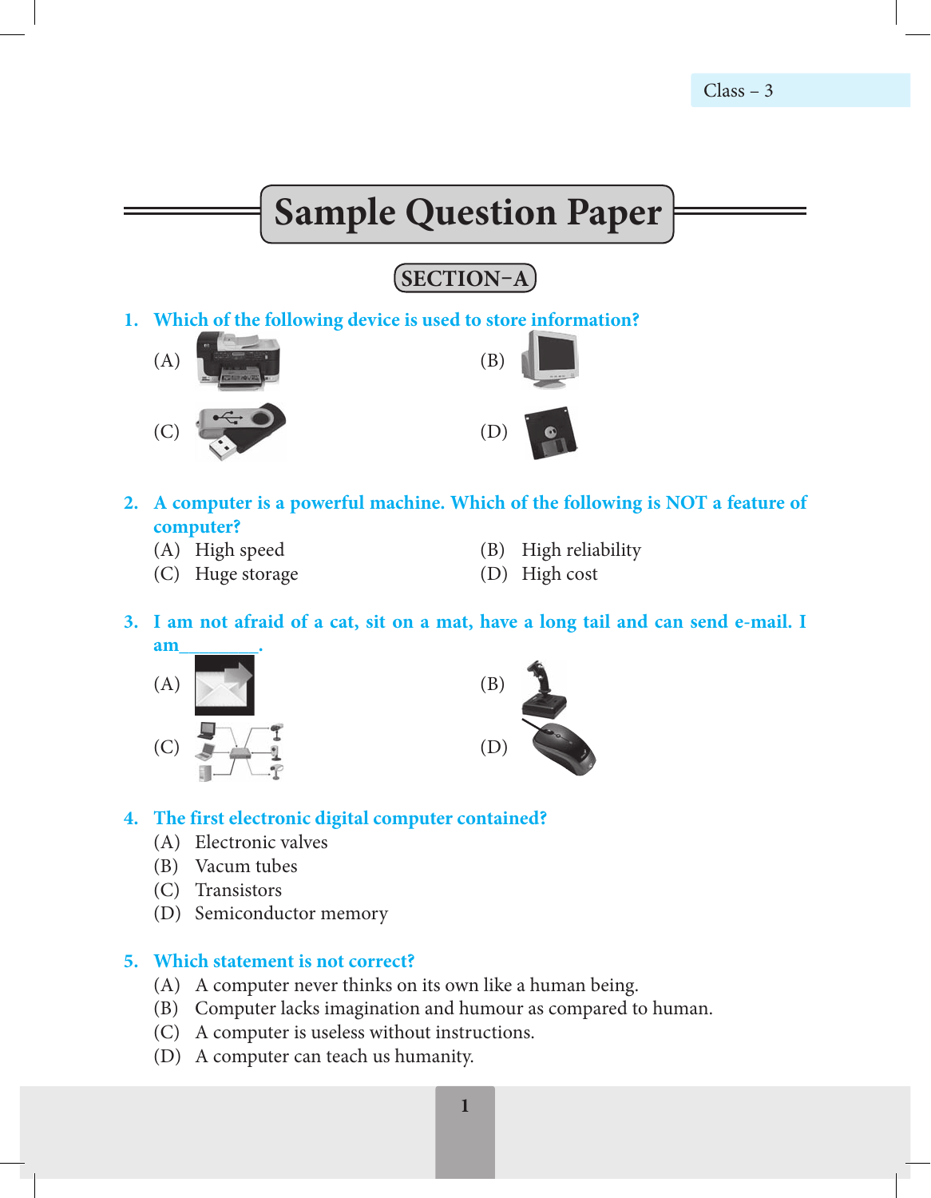Class – 3

# Sample Question Paper

## SECTION–A

**1. Which of the following device is used to store information?**

(A)  (B)

(C)  (D)

**2. A computer is a powerful machine. Which of the following is NOT a feature of computer?**

(A) High speed  (B) High reliability

(C) Huge storage  (D) High cost

**3. I am not afraid of a cat, sit on a mat, have a long tail and can send e-mail. I am________.**

(A)  (B)

(C)  (D)

**4. The first electronic digital computer contained?**

(A) Electronic valves

(B) Vacum tubes

(C) Transistors

(D) Semiconductor memory

**5. Which statement is not correct?**

(A) A computer never thinks on its own like a human being.

(B) Computer lacks imagination and humour as compared to human.

(C) A computer is useless without instructions.

(D) A computer can teach us humanity.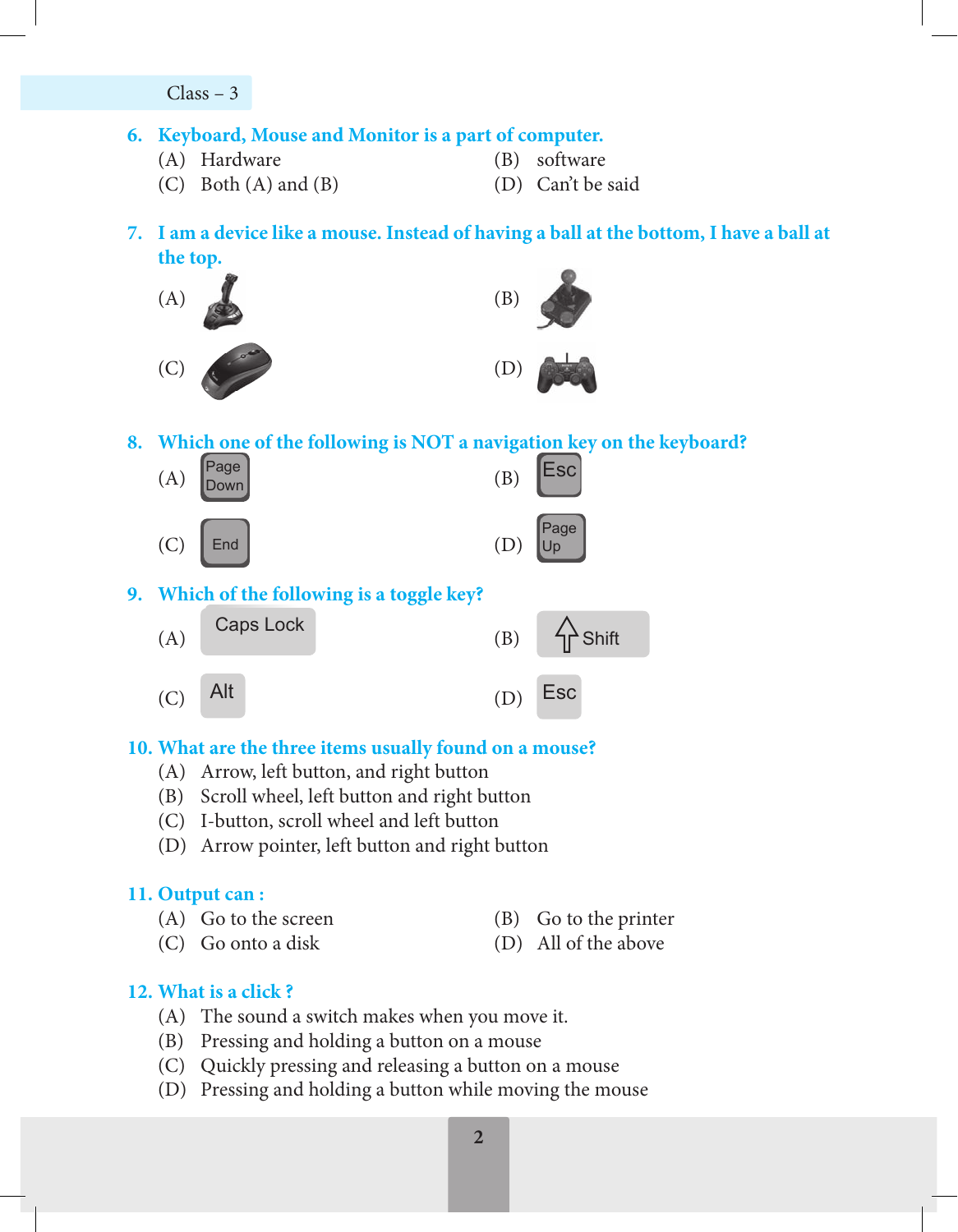**6. Keyboard, Mouse and Monitor is a part of computer.**

(A) Hardware
(B) software
(C) Both (A) and (B)
(D) Can't be said

**7. I am a device like a mouse. Instead of having a ball at the bottom, I have a ball at the top.**

(A)
(B)
(C)
(D)

**8. Which one of the following is NOT a navigation key on the keyboard?**

(A) Page Down
(B) Esc
(C) End
(D) Page Up

**9. Which of the following is a toggle key?**

(A) Caps Lock
(B) Shift
(C) Alt
(D) Esc

**10. What are the three items usually found on a mouse?**

(A) Arrow, left button, and right button
(B) Scroll wheel, left button and right button
(C) I-button, scroll wheel and left button
(D) Arrow pointer, left button and right button

**11. Output can :**

(A) Go to the screen
(B) Go to the printer
(C) Go onto a disk
(D) All of the above

**12. What is a click ?**

(A) The sound a switch makes when you move it.
(B) Pressing and holding a button on a mouse
(C) Quickly pressing and releasing a button on a mouse
(D) Pressing and holding a button while moving the mouse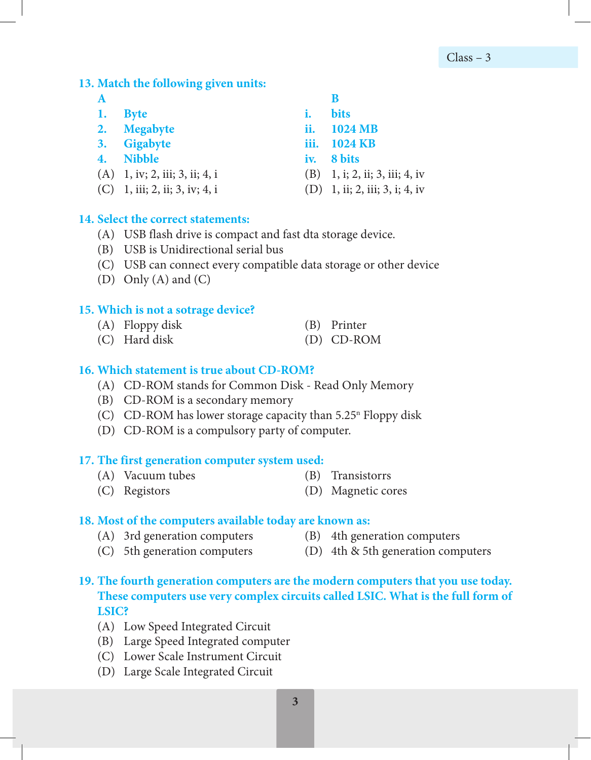**13. Match the following given units:**

| A | | B | |
|---|---|---|---|
| 1. | Byte | i. | bits |
| 2. | Megabyte | ii. | 1024 MB |
| 3. | Gigabyte | iii. | 1024 KB |
| 4. | Nibble | iv. | 8 bits |

(A) 1, iv; 2, iii; 3, ii; 4, i
(B) 1, i; 2, ii; 3, iii; 4, iv
(C) 1, iii; 2, ii; 3, iv; 4, i
(D) 1, ii; 2, iii; 3, i; 4, iv

**14. Select the correct statements:**

(A) USB flash drive is compact and fast dta storage device.
(B) USB is Unidirectional serial bus
(C) USB can connect every compatible data storage or other device
(D) Only (A) and (C)

**15. Which is not a sotrage device?**

(A) Floppy disk
(B) Printer
(C) Hard disk
(D) CD-ROM

**16. Which statement is true about CD-ROM?**

(A) CD-ROM stands for Common Disk - Read Only Memory
(B) CD-ROM is a secondary memory
(C) CD-ROM has lower storage capacity than 5.25" Floppy disk
(D) CD-ROM is a compulsory party of computer.

**17. The first generation computer system used:**

(A) Vacuum tubes
(B) Transistorrs
(C) Registors
(D) Magnetic cores

**18. Most of the computers available today are known as:**

(A) 3rd generation computers
(B) 4th generation computers
(C) 5th generation computers
(D) 4th & 5th generation computers

**19. The fourth generation computers are the modern computers that you use today. These computers use very complex circuits called LSIC. What is the full form of LSIC?**

(A) Low Speed Integrated Circuit
(B) Large Speed Integrated computer
(C) Lower Scale Instrument Circuit
(D) Large Scale Integrated Circuit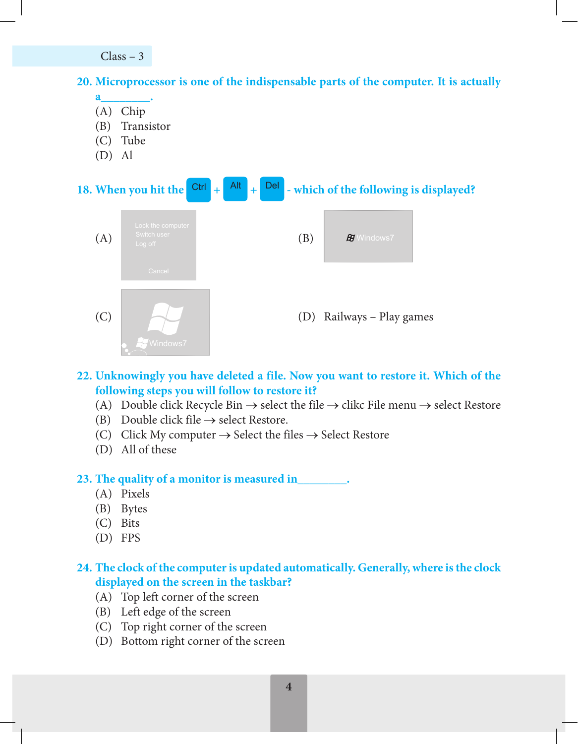Class – 3

**20. Microprocessor is one of the indispensable parts of the computer. It is actually a________.**

(A) Chip
(B) Transistor
(C) Tube
(D) Al

**18. When you hit the Ctrl + Alt + Del - which of the following is displayed?**

(A) Lock the computer
Switch user
Log off
Cancel

(B) Windows7

(C) Windows7

(D) Railways – Play games

**22. Unknowingly you have deleted a file. Now you want to restore it. Which of the following steps you will follow to restore it?**

(A) Double click Recycle Bin → select the file → clikc File menu → select Restore
(B) Double click file → select Restore.
(C) Click My computer → Select the files → Select Restore
(D) All of these

**23. The quality of a monitor is measured in________.**

(A) Pixels
(B) Bytes
(C) Bits
(D) FPS

**24. The clock of the computer is updated automatically. Generally, where is the clock displayed on the screen in the taskbar?**

(A) Top left corner of the screen
(B) Left edge of the screen
(C) Top right corner of the screen
(D) Bottom right corner of the screen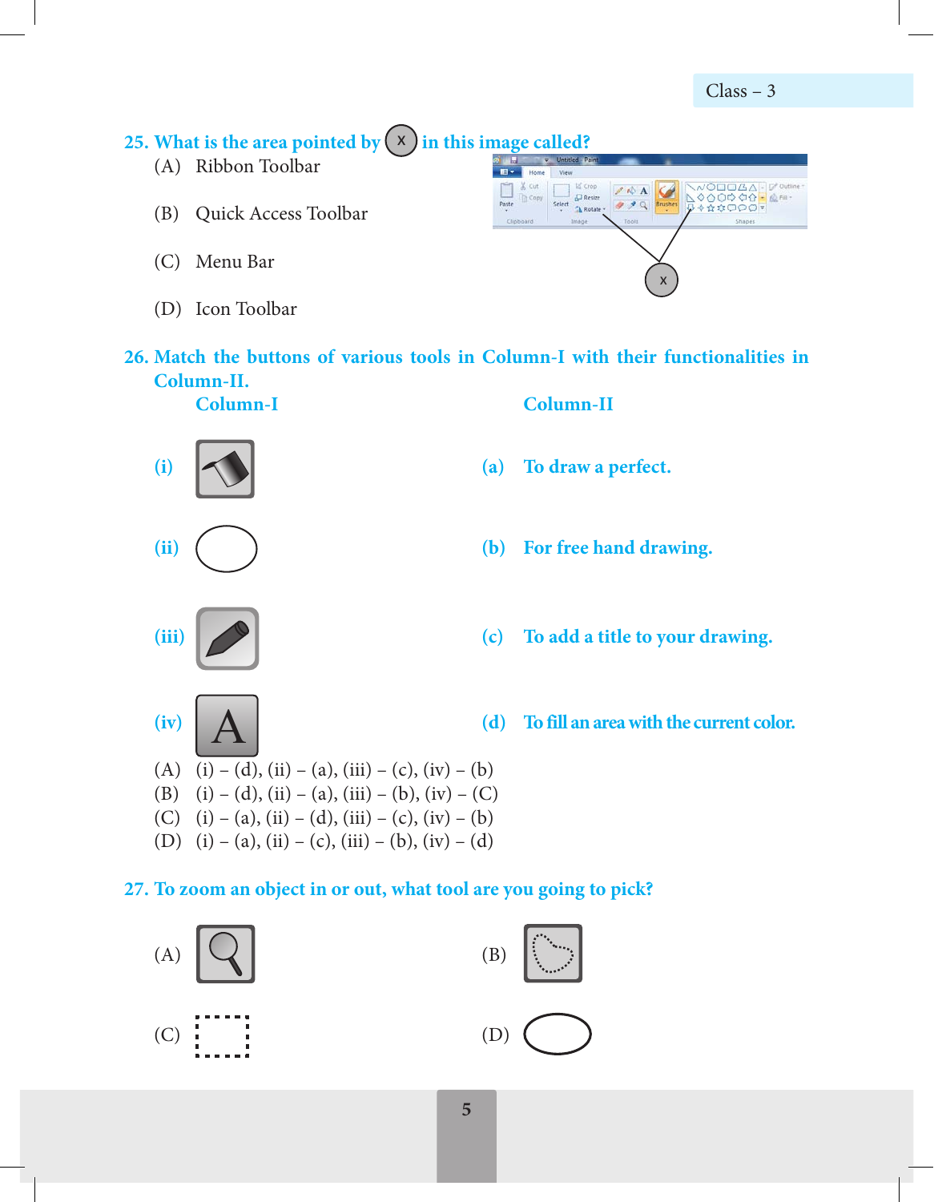**25. What is the area pointed by (X) in this image called?**

(A) Ribbon Toolbar

(B) Quick Access Toolbar

(C) Menu Bar

(D) Icon Toolbar

**26. Match the buttons of various tools in Column-I with their functionalities in Column-II.**

| | Column-I | | Column-II |
|---|---|---|---|
| (i) | | (a) | To draw a perfect. |
| (ii) | | (b) | For free hand drawing. |
| (iii) | | (c) | To add a title to your drawing. |
| (iv) | A | (d) | To fill an area with the current color. |

(A) (i) – (d), (ii) – (a), (iii) – (c), (iv) – (b)
(B) (i) – (d), (ii) – (a), (iii) – (b), (iv) – (C)
(C) (i) – (a), (ii) – (d), (iii) – (c), (iv) – (b)
(D) (i) – (a), (ii) – (c), (iii) – (b), (iv) – (d)

**27. To zoom an object in or out, what tool are you going to pick?**

(A)

(B)

(C)

(D)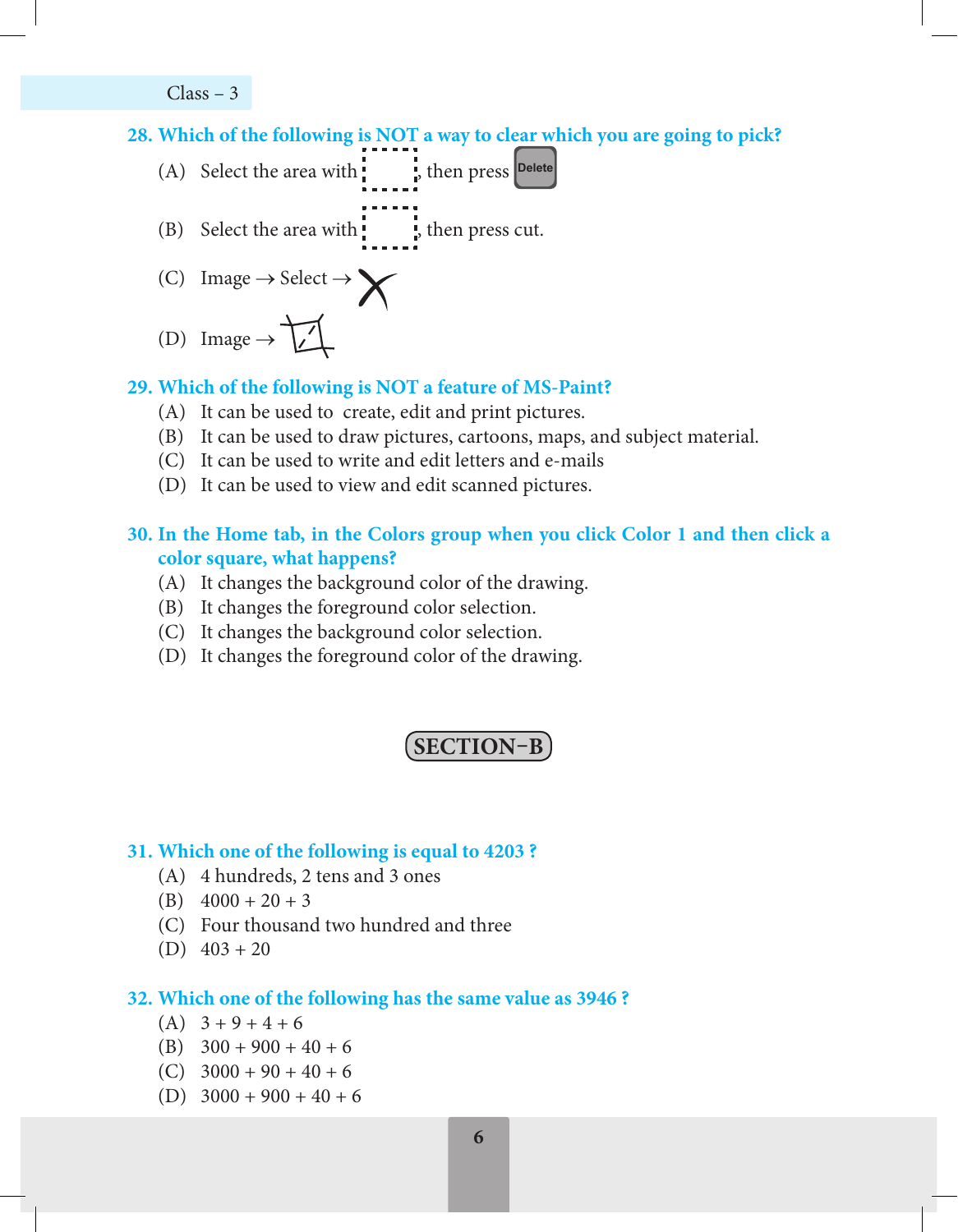**28. Which of the following is NOT a way to clear which you are going to pick?**

(A) Select the area with , then press Delete

(B) Select the area with , then press cut.

(C) Image → Select →

(D) Image →

**29. Which of the following is NOT a feature of MS-Paint?**

(A) It can be used to create, edit and print pictures.
(B) It can be used to draw pictures, cartoons, maps, and subject material.
(C) It can be used to write and edit letters and e-mails
(D) It can be used to view and edit scanned pictures.

**30. In the Home tab, in the Colors group when you click Color 1 and then click a color square, what happens?**

(A) It changes the background color of the drawing.
(B) It changes the foreground color selection.
(C) It changes the background color selection.
(D) It changes the foreground color of the drawing.

## SECTION–B

**31. Which one of the following is equal to 4203 ?**

(A) 4 hundreds, 2 tens and 3 ones
(B) 4000 + 20 + 3
(C) Four thousand two hundred and three
(D) 403 + 20

**32. Which one of the following has the same value as 3946 ?**

(A) 3 + 9 + 4 + 6
(B) 300 + 900 + 40 + 6
(C) 3000 + 90 + 40 + 6
(D) 3000 + 900 + 40 + 6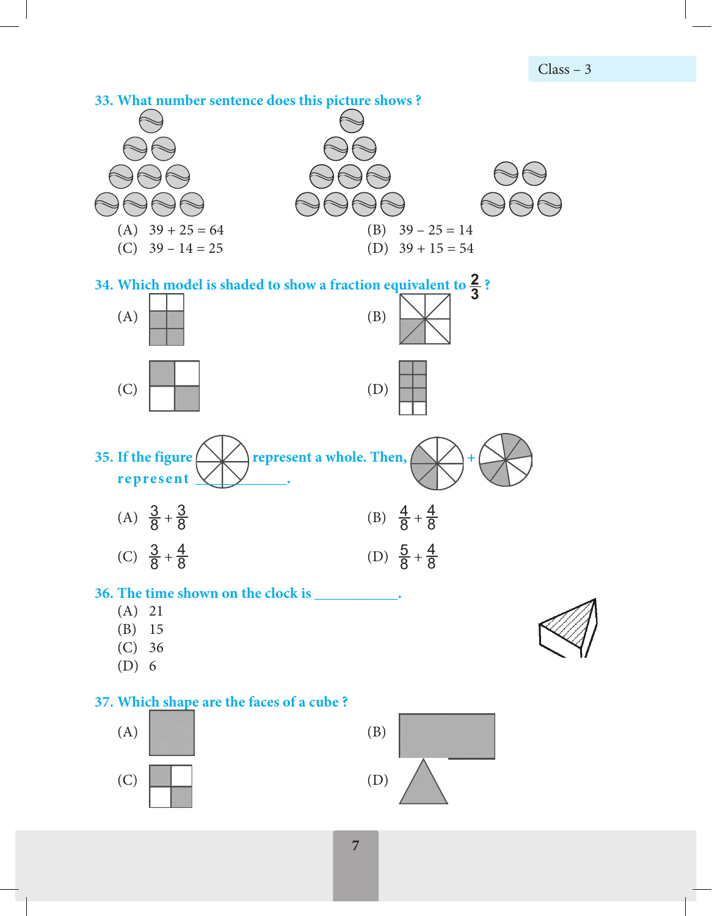**33. What number sentence does this picture shows ?**

(A) 39 + 25 = 64

(B) 39 – 25 = 14

(C) 39 – 14 = 25

(D) 39 + 15 = 54

**34. Which model is shaded to show a fraction equivalent to $\frac{2}{3}$ ?**

(A)

(B)

(C)

(D)

**35. If the figure represent a whole. Then, + represent ________.**

(A) $\frac{3}{8} + \frac{3}{8}$

(B) $\frac{4}{8} + \frac{4}{8}$

(C) $\frac{3}{8} + \frac{4}{8}$

(D) $\frac{5}{8} + \frac{4}{8}$

**36. The time shown on the clock is ________.**

(A) 21

(B) 15

(C) 36

(D) 6

**37. Which shape are the faces of a cube ?**

(A)

(B)

(C)

(D)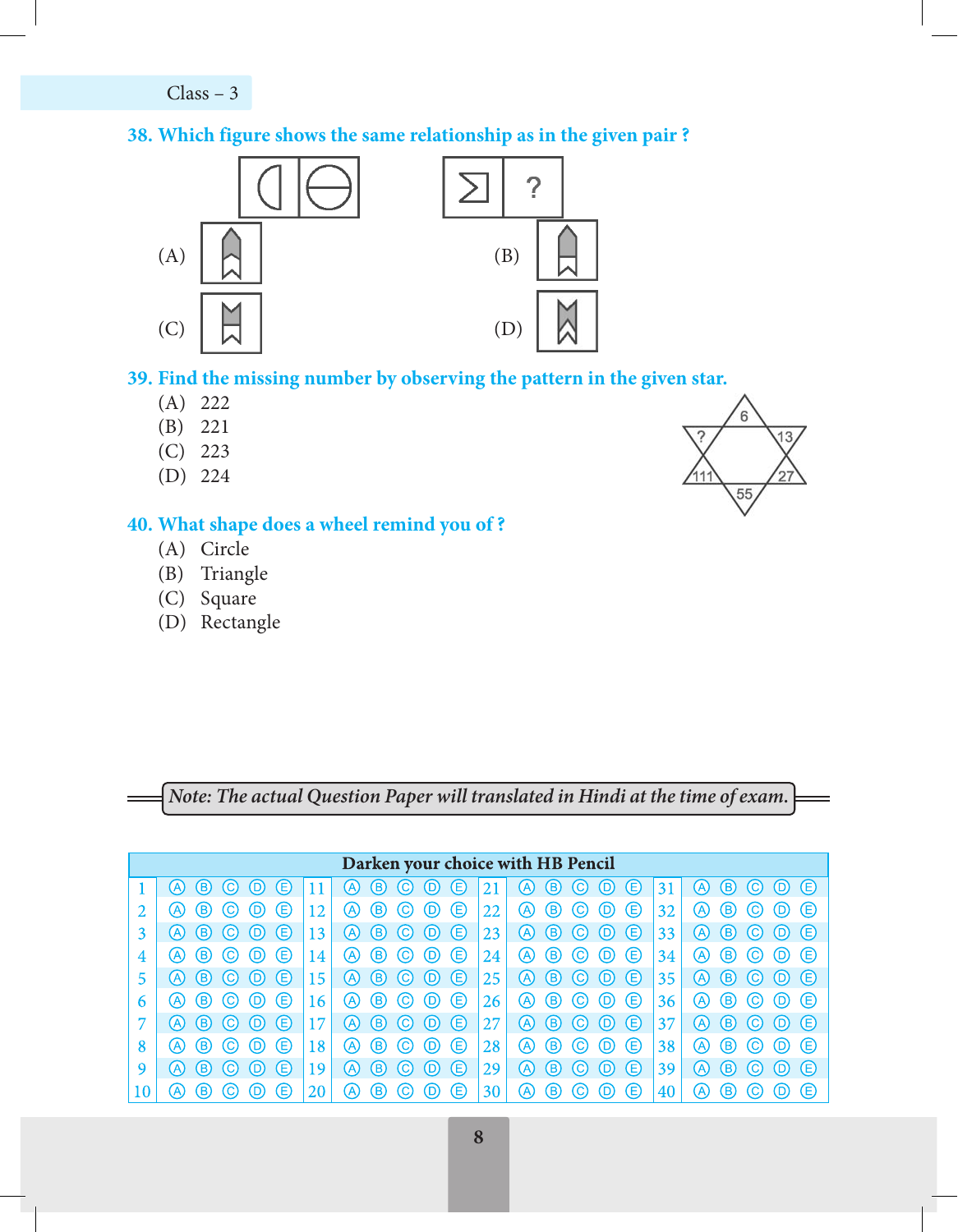Class – 3

**38. Which figure shows the same relationship as in the given pair ?**

(A)

(B)

(C)

(D)

**39. Find the missing number by observing the pattern in the given star.**

(A) 222

(B) 221

(C) 223

(D) 224

6

13

27

55

111

?

**40. What shape does a wheel remind you of ?**

(A) Circle

(B) Triangle

(C) Square

(D) Rectangle

*Note: The actual Question Paper will translated in Hindi at the time of exam.*

**Darken your choice with HB Pencil**

| | | | | | | | |
|---|---|---|---|---|---|---|---|
| 1 | Ⓐ Ⓑ Ⓒ Ⓓ Ⓔ | 11 | Ⓐ Ⓑ Ⓒ Ⓓ Ⓔ | 21 | Ⓐ Ⓑ Ⓒ Ⓓ Ⓔ | 31 | Ⓐ Ⓑ Ⓒ Ⓓ Ⓔ |
| 2 | Ⓐ Ⓑ Ⓒ Ⓓ Ⓔ | 12 | Ⓐ Ⓑ Ⓒ Ⓓ Ⓔ | 22 | Ⓐ Ⓑ Ⓒ Ⓓ Ⓔ | 32 | Ⓐ Ⓑ Ⓒ Ⓓ Ⓔ |
| 3 | Ⓐ Ⓑ Ⓒ Ⓓ Ⓔ | 13 | Ⓐ Ⓑ Ⓒ Ⓓ Ⓔ | 23 | Ⓐ Ⓑ Ⓒ Ⓓ Ⓔ | 33 | Ⓐ Ⓑ Ⓒ Ⓓ Ⓔ |
| 4 | Ⓐ Ⓑ Ⓒ Ⓓ Ⓔ | 14 | Ⓐ Ⓑ Ⓒ Ⓓ Ⓔ | 24 | Ⓐ Ⓑ Ⓒ Ⓓ Ⓔ | 34 | Ⓐ Ⓑ Ⓒ Ⓓ Ⓔ |
| 5 | Ⓐ Ⓑ Ⓒ Ⓓ Ⓔ | 15 | Ⓐ Ⓑ Ⓒ Ⓓ Ⓔ | 25 | Ⓐ Ⓑ Ⓒ Ⓓ Ⓔ | 35 | Ⓐ Ⓑ Ⓒ Ⓓ Ⓔ |
| 6 | Ⓐ Ⓑ Ⓒ Ⓓ Ⓔ | 16 | Ⓐ Ⓑ Ⓒ Ⓓ Ⓔ | 26 | Ⓐ Ⓑ Ⓒ Ⓓ Ⓔ | 36 | Ⓐ Ⓑ Ⓒ Ⓓ Ⓔ |
| 7 | Ⓐ Ⓑ Ⓒ Ⓓ Ⓔ | 17 | Ⓐ Ⓑ Ⓒ Ⓓ Ⓔ | 27 | Ⓐ Ⓑ Ⓒ Ⓓ Ⓔ | 37 | Ⓐ Ⓑ Ⓒ Ⓓ Ⓔ |
| 8 | Ⓐ Ⓑ Ⓒ Ⓓ Ⓔ | 18 | Ⓐ Ⓑ Ⓒ Ⓓ Ⓔ | 28 | Ⓐ Ⓑ Ⓒ Ⓓ Ⓔ | 38 | Ⓐ Ⓑ Ⓒ Ⓓ Ⓔ |
| 9 | Ⓐ Ⓑ Ⓒ Ⓓ Ⓔ | 19 | Ⓐ Ⓑ Ⓒ Ⓓ Ⓔ | 29 | Ⓐ Ⓑ Ⓒ Ⓓ Ⓔ | 39 | Ⓐ Ⓑ Ⓒ Ⓓ Ⓔ |
| 10 | Ⓐ Ⓑ Ⓒ Ⓓ Ⓔ | 20 | Ⓐ Ⓑ Ⓒ Ⓓ Ⓔ | 30 | Ⓐ Ⓑ Ⓒ Ⓓ Ⓔ | 40 | Ⓐ Ⓑ Ⓒ Ⓓ Ⓔ |